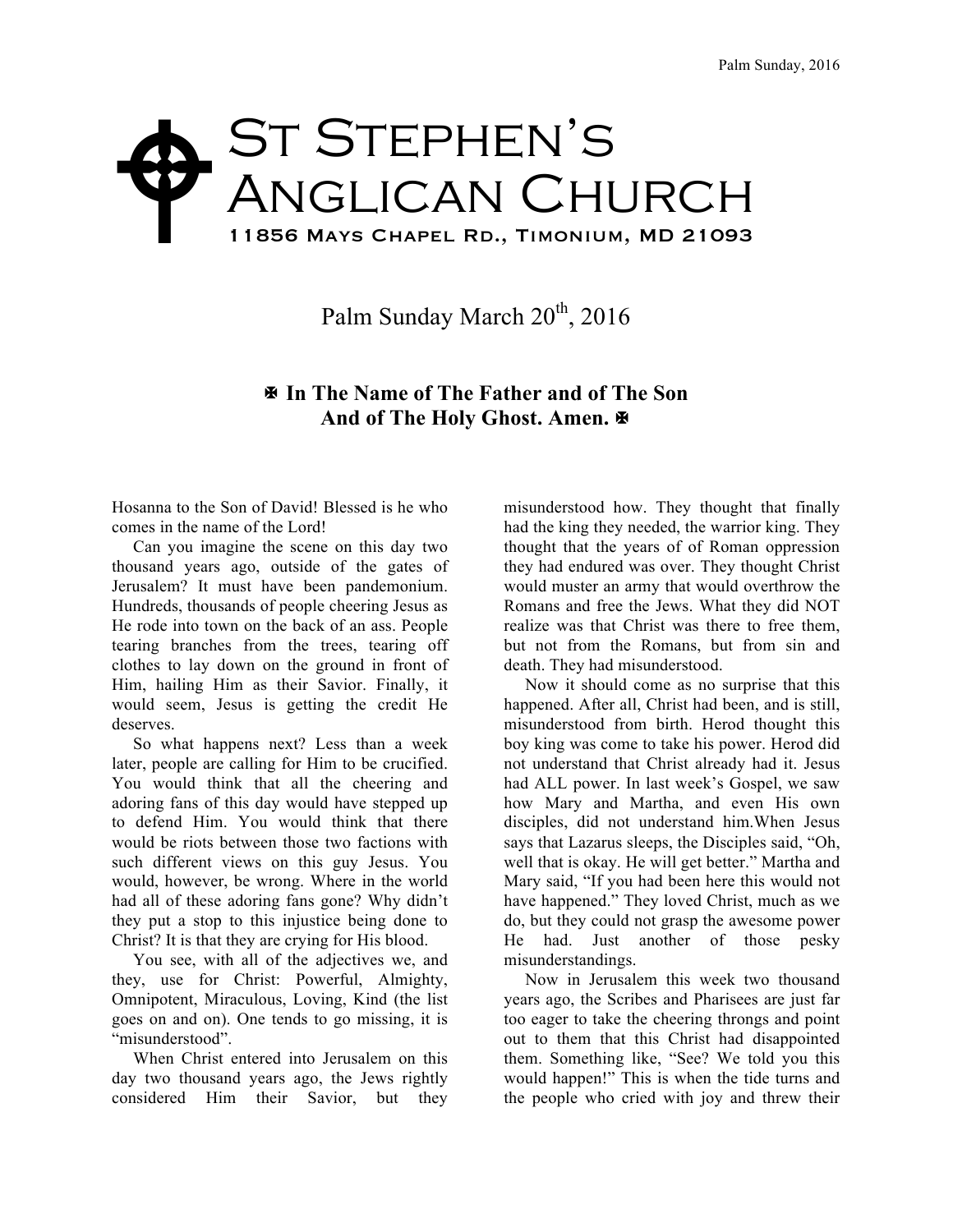# St Stephen's Anglican Church

11856 Mays Chapel Rd., Timonium, MD 21093

## Palm Sunday March 20th, 2016

**✠ In The Name of The Father and of The Son And of The Holy Ghost. Amen. ✠**

Hosanna to the Son of David! Blessed is he who comes in the name of the Lord!

Can you imagine the scene on this day two thousand years ago, outside of the gates of Jerusalem? It must have been pandemonium. Hundreds, thousands of people cheering Jesus as He rode into town on the back of an ass. People tearing branches from the trees, tearing off clothes to lay down on the ground in front of Him, hailing Him as their Savior. Finally, it would seem, Jesus is getting the credit He deserves.

So what happens next? Less than a week later, people are calling for Him to be crucified. You would think that all the cheering and adoring fans of this day would have stepped up to defend Him. You would think that there would be riots between those two factions with such different views on this guy Jesus. You would, however, be wrong. Where in the world had all of these adoring fans gone? Why didn't they put a stop to this injustice being done to Christ? It is that they are crying for His blood.

You see, with all of the adjectives we, and they, use for Christ: Powerful, Almighty, Omnipotent, Miraculous, Loving, Kind (the list goes on and on). One tends to go missing, it is "misunderstood".

When Christ entered into Jerusalem on this day two thousand years ago, the Jews rightly considered Him their Savior, but they misunderstood how. They thought that finally had the king they needed, the warrior king. They thought that the years of of Roman oppression they had endured was over. They thought Christ would muster an army that would overthrow the Romans and free the Jews. What they did NOT realize was that Christ was there to free them, but not from the Romans, but from sin and death. They had misunderstood.

Now it should come as no surprise that this happened. After all, Christ had been, and is still, misunderstood from birth. Herod thought this boy king was come to take his power. Herod did not understand that Christ already had it. Jesus had ALL power. In last week's Gospel, we saw how Mary and Martha, and even His own disciples, did not understand him.When Jesus says that Lazarus sleeps, the Disciples said, "Oh, well that is okay. He will get better." Martha and Mary said, "If you had been here this would not have happened." They loved Christ, much as we do, but they could not grasp the awesome power He had. Just another of those pesky misunderstandings.

Now in Jerusalem this week two thousand years ago, the Scribes and Pharisees are just far too eager to take the cheering throngs and point out to them that this Christ had disappointed them. Something like, "See? We told you this would happen!" This is when the tide turns and the people who cried with joy and threw their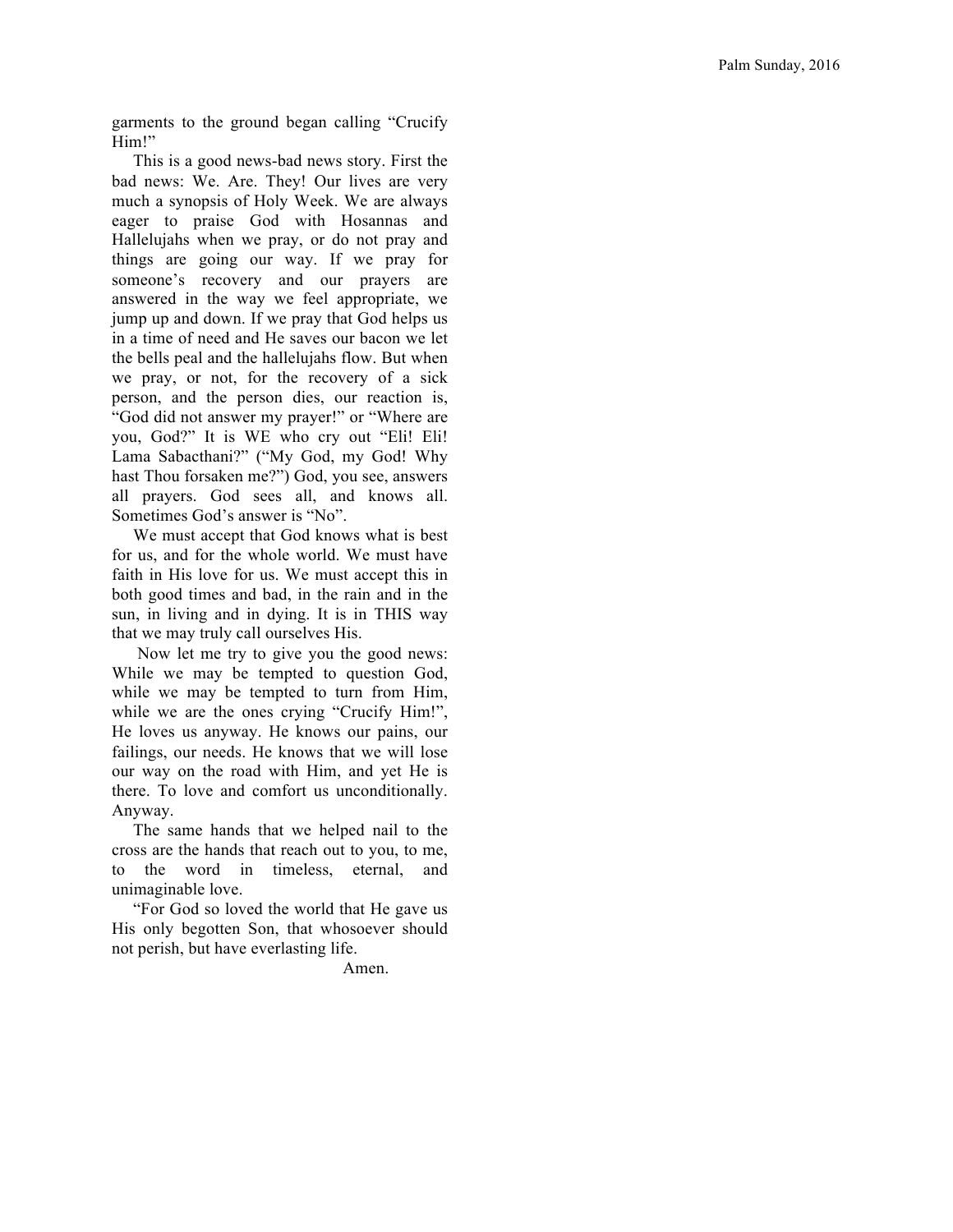garments to the ground began calling "Crucify Him!"

This is a good news-bad news story. First the bad news: We. Are. They! Our lives are very much a synopsis of Holy Week. We are always eager to praise God with Hosannas and Hallelujahs when we pray, or do not pray and things are going our way. If we pray for someone's recovery and our prayers are answered in the way we feel appropriate, we jump up and down. If we pray that God helps us in a time of need and He saves our bacon we let the bells peal and the hallelujahs flow. But when we pray, or not, for the recovery of a sick person, and the person dies, our reaction is, "God did not answer my prayer!" or "Where are you, God?" It is WE who cry out "Eli! Eli! Lama Sabacthani?" ("My God, my God! Why hast Thou forsaken me?") God, you see, answers all prayers. God sees all, and knows all. Sometimes God's answer is "No".

We must accept that God knows what is best for us, and for the whole world. We must have faith in His love for us. We must accept this in both good times and bad, in the rain and in the sun, in living and in dying. It is in THIS way that we may truly call ourselves His.

Now let me try to give you the good news: While we may be tempted to question God, while we may be tempted to turn from Him, while we are the ones crying "Crucify Him!", He loves us anyway. He knows our pains, our failings, our needs. He knows that we will lose our way on the road with Him, and yet He is there. To love and comfort us unconditionally. Anyway.

The same hands that we helped nail to the cross are the hands that reach out to you, to me, to the word in timeless, eternal, and unimaginable love.

"For God so loved the world that He gave us His only begotten Son, that whosoever should not perish, but have everlasting life.

Amen.